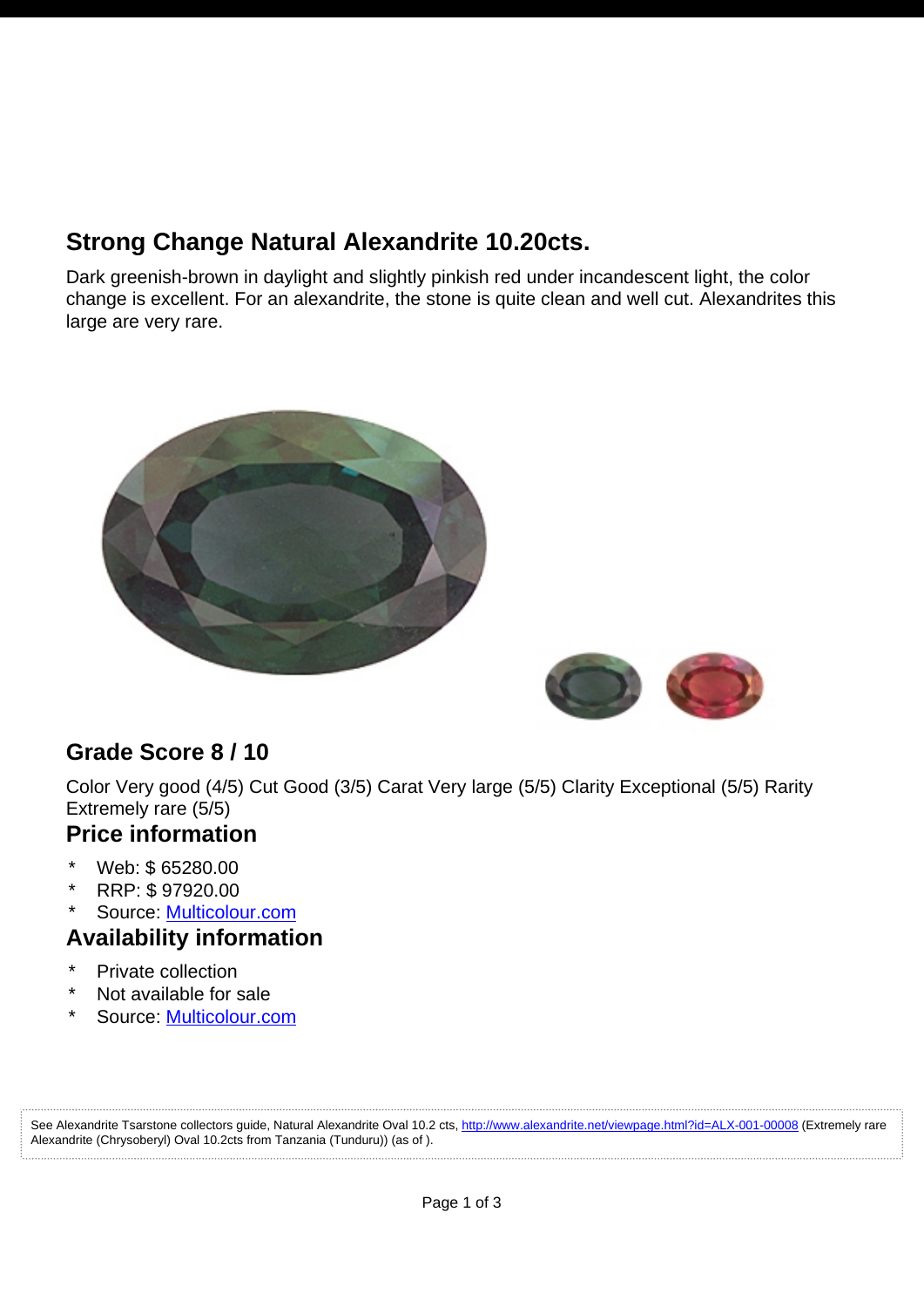## Strong Change Natural Alexandrite 10.20cts.

Dark greenish-brown in daylight and slightly pinkish red under incandescent light, the color change is excellent. For an alexandrite, the stone is quite clean and well cut. Alexandrites this large are very rare.

## Grade Score 8 / 10

Color Very good (4/5) Cut Good (3/5) Carat Very large (5/5) Clarity Exceptional (5/5) Rarity Extremely rare (5/5)

## Price information

* Web: $ 65280.00
* RRP: $ 97920.00
* Source: [Multicolour.com](Multicolour.com)

## Availability information

* Private collection
* Not available for sale
* Source: [Multicolour.com](Multicolour.com)

See Alexandrite Tsarstone collectors guide, Natural Alexandrite Oval 10.2 cts, http://www.alexandrite.net/viewpage.html?id=ALX-001-00008 (Extremely rare Alexandrite (Chrysoberyl) Oval 10.2cts from Tanzania (Tunduru)) (as of ).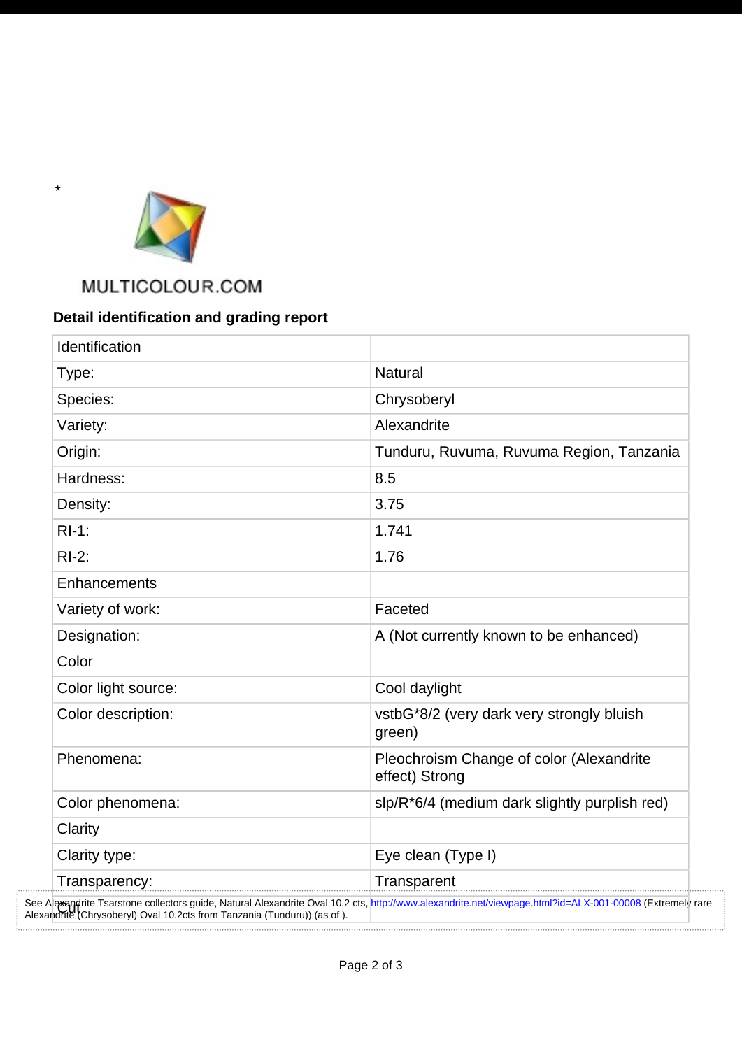*

MULTICOLOUR.COM

**Detail identification and grading report**

| Identification | |
|---|---|
| Type: | Natural |
| Species: | Chrysoberyl |
| Variety: | Alexandrite |
| Origin: | Tunduru, Ruvuma, Ruvuma Region, Tanzania |
| Hardness: | 8.5 |
| Density: | 3.75 |
| RI-1: | 1.741 |
| RI-2: | 1.76 |
| Enhancements | |
| Variety of work: | Faceted |
| Designation: | A (Not currently known to be enhanced) |
| Color | |
| Color light source: | Cool daylight |
| Color description: | vstbG*8/2 (very dark very strongly bluish green) |
| Phenomena: | Pleochroism Change of color (Alexandrite effect) Strong |
| Color phenomena: | slp/R*6/4 (medium dark slightly purplish red) |
| Clarity | |
| Clarity type: | Eye clean (Type I) |
| Transparency: | Transparent |
| Cut | |

See Alexandrite Tsarstone collectors guide, Natural Alexandrite Oval 10.2 cts, http://www.alexandrite.net/viewpage.html?id=ALX-001-00008 (Extremely rare Alexandrite (Chrysoberyl) Oval 10.2cts from Tanzania (Tunduru)) (as of ).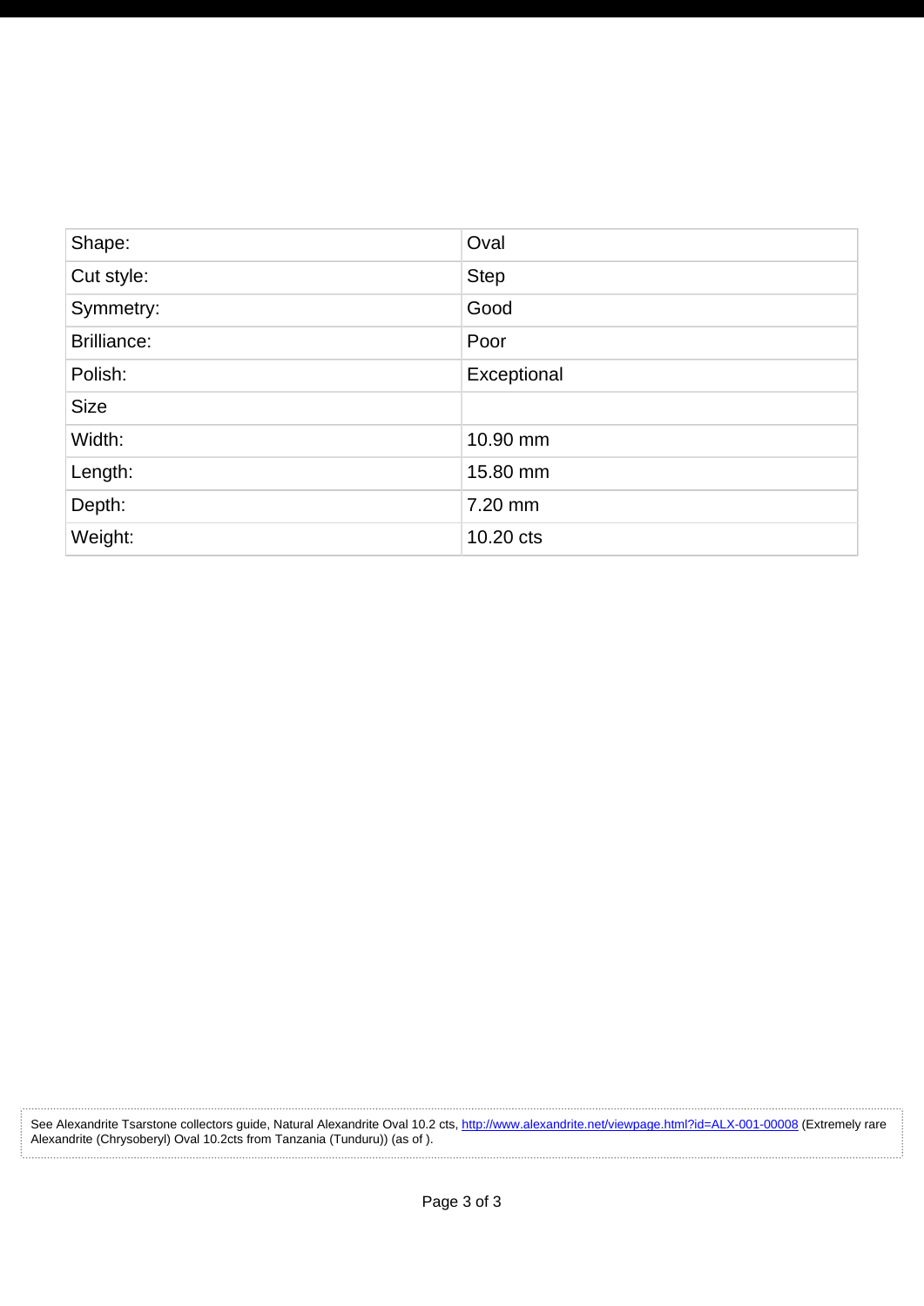| | |
|---|---|
| Shape: | Oval |
| Cut style: | Step |
| Symmetry: | Good |
| Brilliance: | Poor |
| Polish: | Exceptional |
| Size | |
| Width: | 10.90 mm |
| Length: | 15.80 mm |
| Depth: | 7.20 mm |
| Weight: | 10.20 cts |

See Alexandrite Tsarstone collectors guide, Natural Alexandrite Oval 10.2 cts, http://www.alexandrite.net/viewpage.html?id=ALX-001-00008 (Extremely rare Alexandrite (Chrysoberyl) Oval 10.2cts from Tanzania (Tunduru)) (as of ).